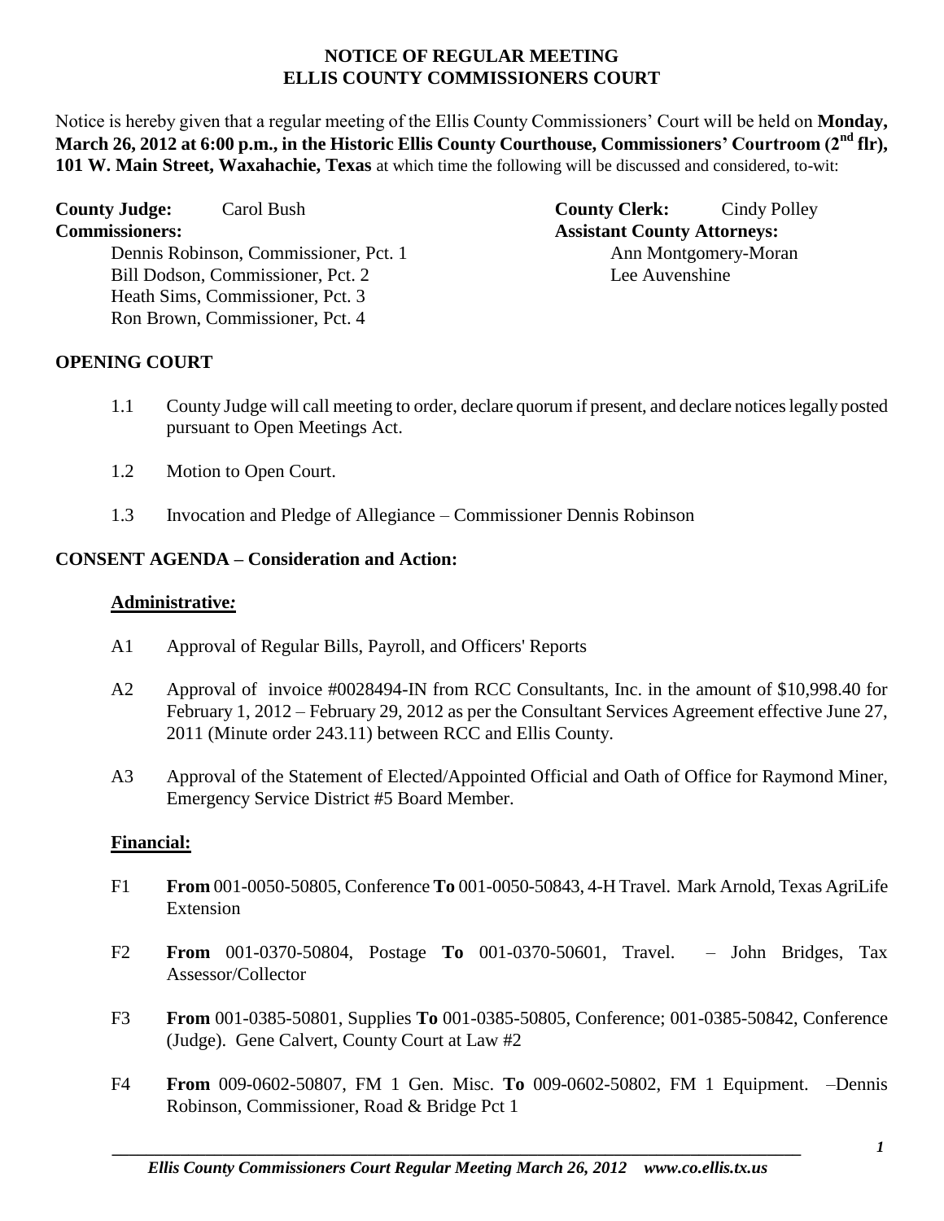**NOTICE OF REGULAR MEETING**
**ELLIS COUNTY COMMISSIONERS COURT**

Notice is hereby given that a regular meeting of the Ellis County Commissioners' Court will be held on **Monday, March 26, 2012 at 6:00 p.m., in the Historic Ellis County Courthouse, Commissioners' Courtroom (2nd flr), 101 W. Main Street, Waxahachie, Texas** at which time the following will be discussed and considered, to-wit:

**County Judge:** Carol Bush

**Commissioners:**
Dennis Robinson, Commissioner, Pct. 1
Bill Dodson, Commissioner, Pct. 2
Heath Sims, Commissioner, Pct. 3
Ron Brown, Commissioner, Pct. 4

**County Clerk:** Cindy Polley

**Assistant County Attorneys:**
Ann Montgomery-Moran
Lee Auvenshine

## OPENING COURT

1.1 County Judge will call meeting to order, declare quorum if present, and declare notices legally posted pursuant to Open Meetings Act.

1.2 Motion to Open Court.

1.3 Invocation and Pledge of Allegiance – Commissioner Dennis Robinson

## CONSENT AGENDA – Consideration and Action:

### Administrative:

A1 Approval of Regular Bills, Payroll, and Officers' Reports

A2 Approval of invoice #0028494-IN from RCC Consultants, Inc. in the amount of $10,998.40 for February 1, 2012 – February 29, 2012 as per the Consultant Services Agreement effective June 27, 2011 (Minute order 243.11) between RCC and Ellis County.

A3 Approval of the Statement of Elected/Appointed Official and Oath of Office for Raymond Miner, Emergency Service District #5 Board Member.

### Financial:

F1 **From** 001-0050-50805, Conference **To** 001-0050-50843, 4-H Travel. Mark Arnold, Texas AgriLife Extension

F2 **From** 001-0370-50804, Postage **To** 001-0370-50601, Travel. – John Bridges, Tax Assessor/Collector

F3 **From** 001-0385-50801, Supplies **To** 001-0385-50805, Conference; 001-0385-50842, Conference (Judge). Gene Calvert, County Court at Law #2

F4 **From** 009-0602-50807, FM 1 Gen. Misc. **To** 009-0602-50802, FM 1 Equipment. –Dennis Robinson, Commissioner, Road & Bridge Pct 1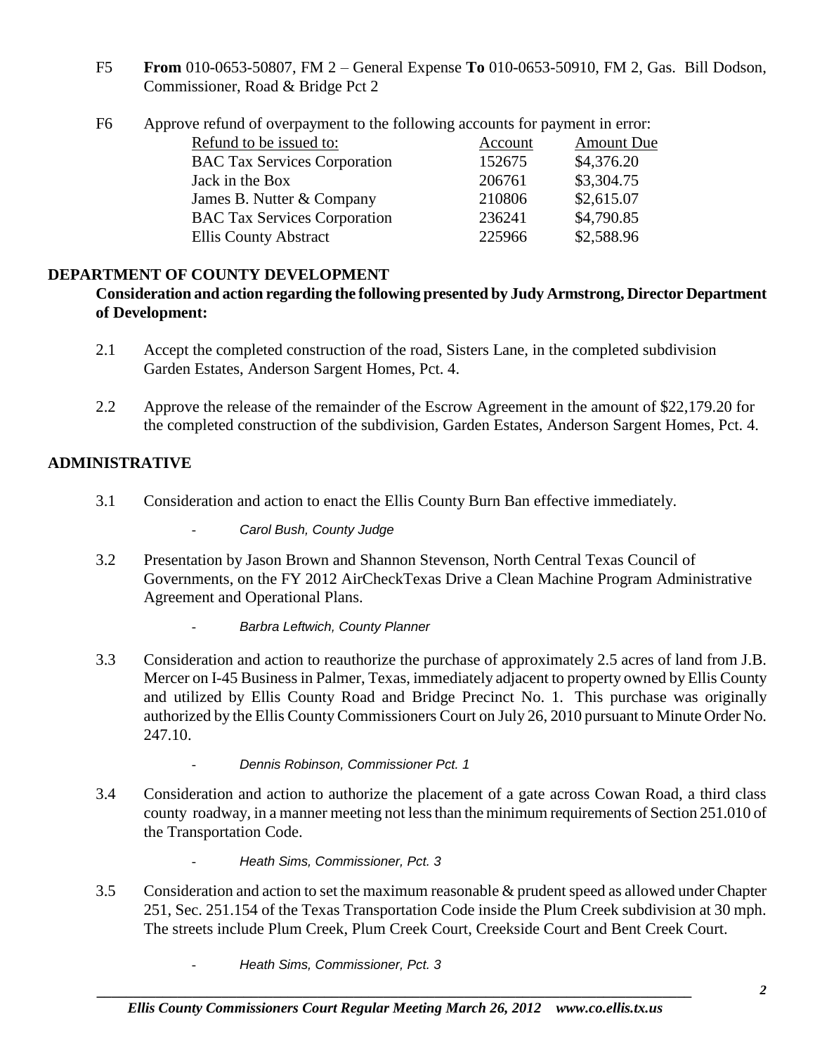F5 **From** 010-0653-50807, FM 2 – General Expense **To** 010-0653-50910, FM 2, Gas. Bill Dodson, Commissioner, Road & Bridge Pct 2

F6 Approve refund of overpayment to the following accounts for payment in error:

| Refund to be issued to: | Account | Amount Due |
|---|---|---|
| BAC Tax Services Corporation | 152675 | $4,376.20 |
| Jack in the Box | 206761 | $3,304.75 |
| James B. Nutter & Company | 210806 | $2,615.07 |
| BAC Tax Services Corporation | 236241 | $4,790.85 |
| Ellis County Abstract | 225966 | $2,588.96 |

## DEPARTMENT OF COUNTY DEVELOPMENT

**Consideration and action regarding the following presented by Judy Armstrong, Director Department of Development:**

2.1 Accept the completed construction of the road, Sisters Lane, in the completed subdivision Garden Estates, Anderson Sargent Homes, Pct. 4.

2.2 Approve the release of the remainder of the Escrow Agreement in the amount of $22,179.20 for the completed construction of the subdivision, Garden Estates, Anderson Sargent Homes, Pct. 4.

## ADMINISTRATIVE

3.1 Consideration and action to enact the Ellis County Burn Ban effective immediately.

- *Carol Bush, County Judge*

3.2 Presentation by Jason Brown and Shannon Stevenson, North Central Texas Council of Governments, on the FY 2012 AirCheckTexas Drive a Clean Machine Program Administrative Agreement and Operational Plans.

- *Barbra Leftwich, County Planner*

3.3 Consideration and action to reauthorize the purchase of approximately 2.5 acres of land from J.B. Mercer on I-45 Business in Palmer, Texas, immediately adjacent to property owned by Ellis County and utilized by Ellis County Road and Bridge Precinct No. 1. This purchase was originally authorized by the Ellis County Commissioners Court on July 26, 2010 pursuant to Minute Order No. 247.10.

- *Dennis Robinson, Commissioner Pct. 1*

3.4 Consideration and action to authorize the placement of a gate across Cowan Road, a third class county roadway, in a manner meeting not less than the minimum requirements of Section 251.010 of the Transportation Code.

- *Heath Sims, Commissioner, Pct. 3*

3.5 Consideration and action to set the maximum reasonable & prudent speed as allowed under Chapter 251, Sec. 251.154 of the Texas Transportation Code inside the Plum Creek subdivision at 30 mph. The streets include Plum Creek, Plum Creek Court, Creekside Court and Bent Creek Court.

- *Heath Sims, Commissioner, Pct. 3*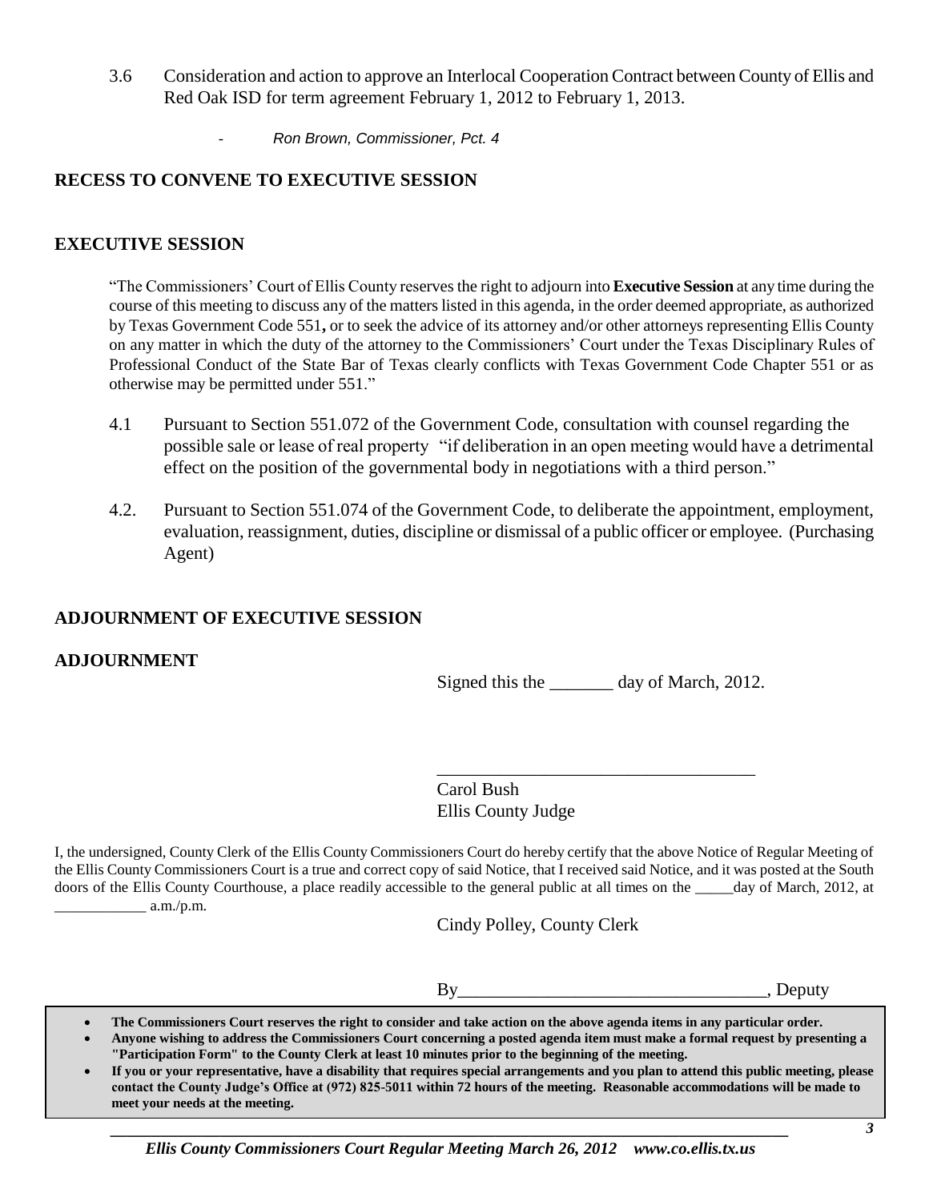3.6 Consideration and action to approve an Interlocal Cooperation Contract between County of Ellis and Red Oak ISD for term agreement February 1, 2012 to February 1, 2013.

- *Ron Brown, Commissioner, Pct. 4*

## RECESS TO CONVENE TO EXECUTIVE SESSION

## EXECUTIVE SESSION

"The Commissioners' Court of Ellis County reserves the right to adjourn into **Executive Session** at any time during the course of this meeting to discuss any of the matters listed in this agenda, in the order deemed appropriate, as authorized by Texas Government Code 551**,** or to seek the advice of its attorney and/or other attorneys representing Ellis County on any matter in which the duty of the attorney to the Commissioners' Court under the Texas Disciplinary Rules of Professional Conduct of the State Bar of Texas clearly conflicts with Texas Government Code Chapter 551 or as otherwise may be permitted under 551."

4.1 Pursuant to Section 551.072 of the Government Code, consultation with counsel regarding the possible sale or lease of real property "if deliberation in an open meeting would have a detrimental effect on the position of the governmental body in negotiations with a third person."

4.2. Pursuant to Section 551.074 of the Government Code, to deliberate the appointment, employment, evaluation, reassignment, duties, discipline or dismissal of a public officer or employee. (Purchasing Agent)

## ADJOURNMENT OF EXECUTIVE SESSION

## ADJOURNMENT

Signed this the _______ day of March, 2012.

___________________________________

Carol Bush
Ellis County Judge

I, the undersigned, County Clerk of the Ellis County Commissioners Court do hereby certify that the above Notice of Regular Meeting of the Ellis County Commissioners Court is a true and correct copy of said Notice, that I received said Notice, and it was posted at the South doors of the Ellis County Courthouse, a place readily accessible to the general public at all times on the _____day of March, 2012, at ____________ a.m./p.m.

Cindy Polley, County Clerk

By__________________________________, Deputy

- **The Commissioners Court reserves the right to consider and take action on the above agenda items in any particular order.**
- **Anyone wishing to address the Commissioners Court concerning a posted agenda item must make a formal request by presenting a "Participation Form" to the County Clerk at least 10 minutes prior to the beginning of the meeting.**
- **If you or your representative, have a disability that requires special arrangements and you plan to attend this public meeting, please contact the County Judge's Office at (972) 825-5011 within 72 hours of the meeting. Reasonable accommodations will be made to meet your needs at the meeting.**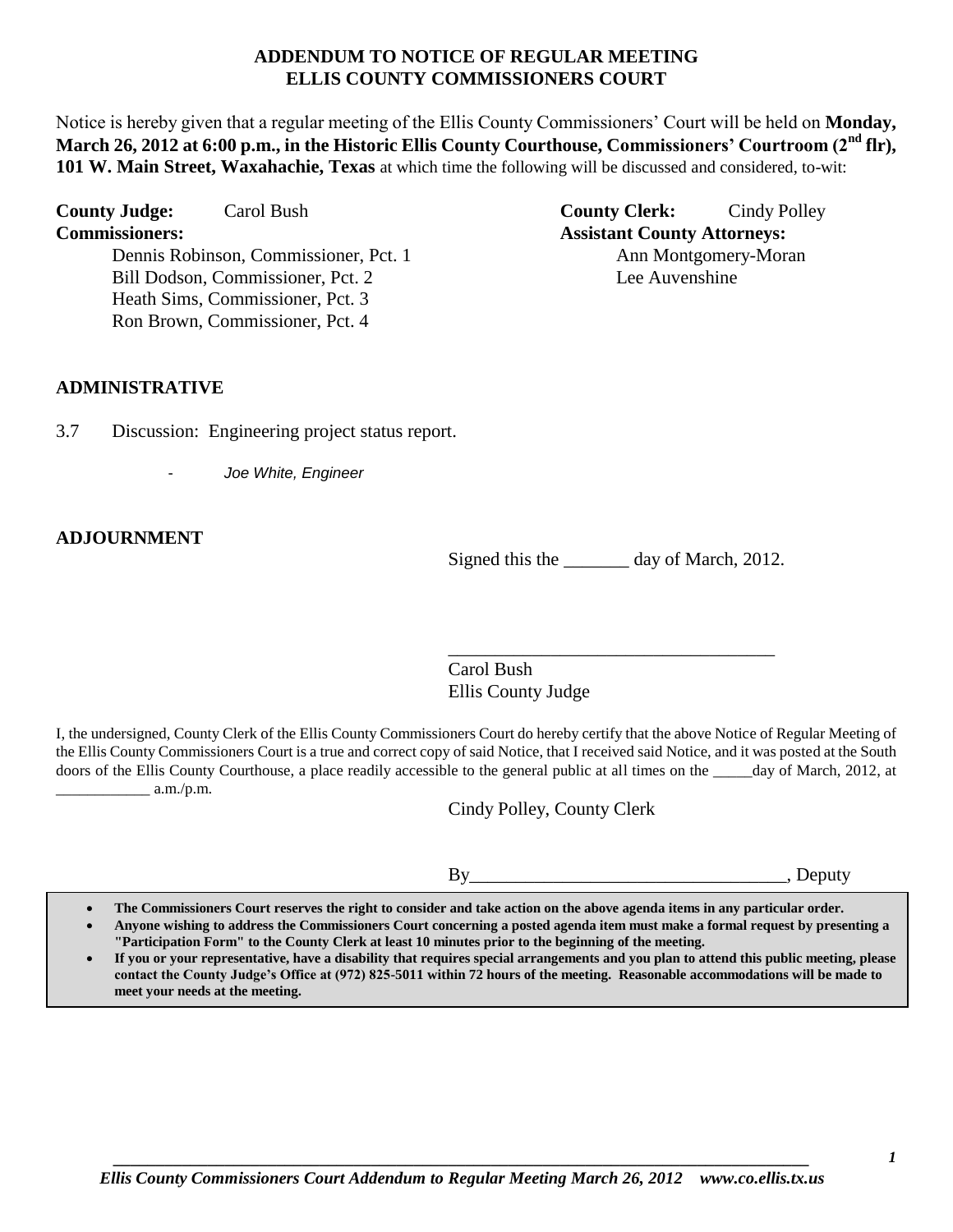# ADDENDUM TO NOTICE OF REGULAR MEETING
# ELLIS COUNTY COMMISSIONERS COURT

Notice is hereby given that a regular meeting of the Ellis County Commissioners' Court will be held on **Monday, March 26, 2012 at 6:00 p.m., in the Historic Ellis County Courthouse, Commissioners' Courtroom (2nd flr), 101 W. Main Street, Waxahachie, Texas** at which time the following will be discussed and considered, to-wit:

**County Judge:** Carol Bush

**Commissioners:**
Dennis Robinson, Commissioner, Pct. 1
Bill Dodson, Commissioner, Pct. 2
Heath Sims, Commissioner, Pct. 3
Ron Brown, Commissioner, Pct. 4

**County Clerk:** Cindy Polley

**Assistant County Attorneys:**
Ann Montgomery-Moran
Lee Auvenshine

## ADMINISTRATIVE

3.7 Discussion: Engineering project status report.

- *Joe White, Engineer*

## ADJOURNMENT

Signed this the _______ day of March, 2012.

___________________________________
Carol Bush
Ellis County Judge

I, the undersigned, County Clerk of the Ellis County Commissioners Court do hereby certify that the above Notice of Regular Meeting of the Ellis County Commissioners Court is a true and correct copy of said Notice, that I received said Notice, and it was posted at the South doors of the Ellis County Courthouse, a place readily accessible to the general public at all times on the _____day of March, 2012, at ____________ a.m./p.m.

Cindy Polley, County Clerk

By_________________________________, Deputy

- **The Commissioners Court reserves the right to consider and take action on the above agenda items in any particular order.**
- **Anyone wishing to address the Commissioners Court concerning a posted agenda item must make a formal request by presenting a "Participation Form" to the County Clerk at least 10 minutes prior to the beginning of the meeting.**
- **If you or your representative, have a disability that requires special arrangements and you plan to attend this public meeting, please contact the County Judge's Office at (972) 825-5011 within 72 hours of the meeting. Reasonable accommodations will be made to meet your needs at the meeting.**